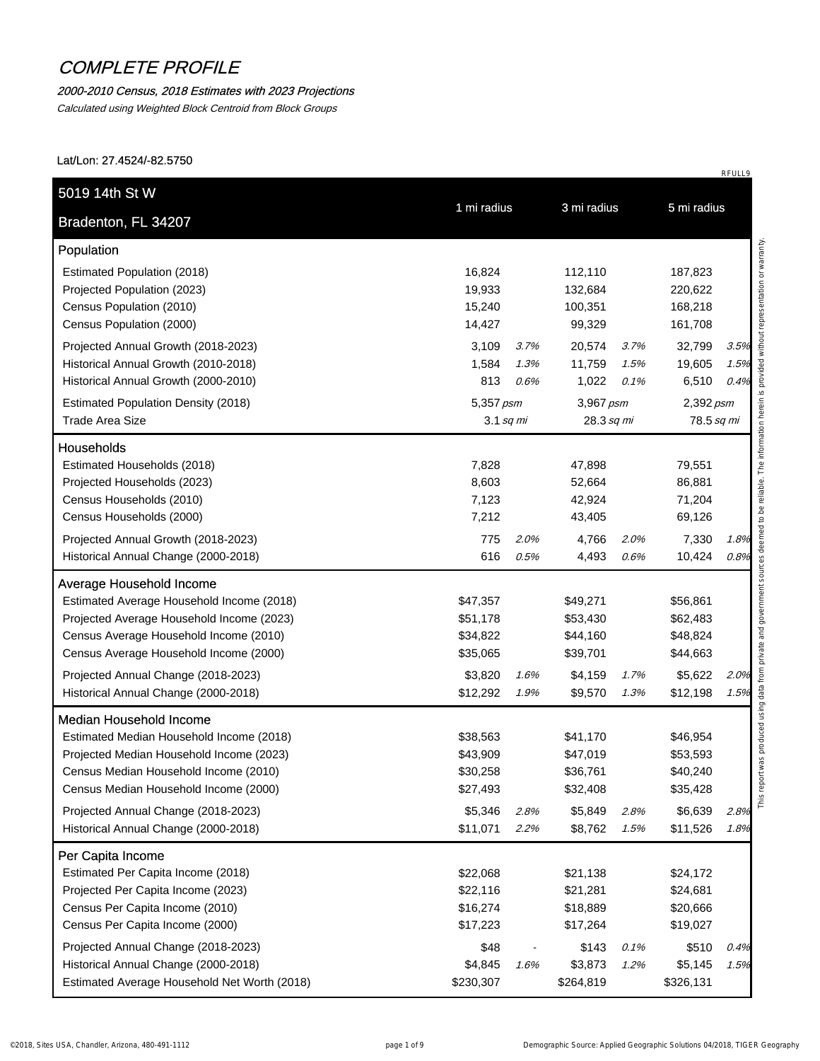# COMPLETE PROFILE

*2000-2010 Census, 2018 Estimates with 2023 Projections*

*Calculated using Weighted Block Centroid from Block Groups*

Lat/Lon: 27.4524/-82.5750

RFULL9

| 5019 14th St W<br>Bradenton, FL 34207 | 1 mi radius | | 3 mi radius | | 5 mi radius | |
|---|---|---|---|---|---|---|
| **Population** | | | | | | |
| Estimated Population (2018) | 16,824 | | 112,110 | | 187,823 | |
| Projected Population (2023) | 19,933 | | 132,684 | | 220,622 | |
| Census Population (2010) | 15,240 | | 100,351 | | 168,218 | |
| Census Population (2000) | 14,427 | | 99,329 | | 161,708 | |
| Projected Annual Growth (2018-2023) | 3,109 | *3.7%* | 20,574 | *3.7%* | 32,799 | *3.5%* |
| Historical Annual Growth (2010-2018) | 1,584 | *1.3%* | 11,759 | *1.5%* | 19,605 | *1.5%* |
| Historical Annual Growth (2000-2010) | 813 | *0.6%* | 1,022 | *0.1%* | 6,510 | *0.4%* |
| Estimated Population Density (2018) | 5,357 *psm* | | 3,967 *psm* | | 2,392 *psm* | |
| Trade Area Size | 3.1 *sq mi* | | 28.3 *sq mi* | | 78.5 *sq mi* | |
| **Households** | | | | | | |
| Estimated Households (2018) | 7,828 | | 47,898 | | 79,551 | |
| Projected Households (2023) | 8,603 | | 52,664 | | 86,881 | |
| Census Households (2010) | 7,123 | | 42,924 | | 71,204 | |
| Census Households (2000) | 7,212 | | 43,405 | | 69,126 | |
| Projected Annual Growth (2018-2023) | 775 | *2.0%* | 4,766 | *2.0%* | 7,330 | *1.8%* |
| Historical Annual Change (2000-2018) | 616 | *0.5%* | 4,493 | *0.6%* | 10,424 | *0.8%* |
| **Average Household Income** | | | | | | |
| Estimated Average Household Income (2018) | $47,357 | | $49,271 | | $56,861 | |
| Projected Average Household Income (2023) | $51,178 | | $53,430 | | $62,483 | |
| Census Average Household Income (2010) | $34,822 | | $44,160 | | $48,824 | |
| Census Average Household Income (2000) | $35,065 | | $39,701 | | $44,663 | |
| Projected Annual Change (2018-2023) | $3,820 | *1.6%* | $4,159 | *1.7%* | $5,622 | *2.0%* |
| Historical Annual Change (2000-2018) | $12,292 | *1.9%* | $9,570 | *1.3%* | $12,198 | *1.5%* |
| **Median Household Income** | | | | | | |
| Estimated Median Household Income (2018) | $38,563 | | $41,170 | | $46,954 | |
| Projected Median Household Income (2023) | $43,909 | | $47,019 | | $53,593 | |
| Census Median Household Income (2010) | $30,258 | | $36,761 | | $40,240 | |
| Census Median Household Income (2000) | $27,493 | | $32,408 | | $35,428 | |
| Projected Annual Change (2018-2023) | $5,346 | *2.8%* | $5,849 | *2.8%* | $6,639 | *2.8%* |
| Historical Annual Change (2000-2018) | $11,071 | *2.2%* | $8,762 | *1.5%* | $11,526 | *1.8%* |
| **Per Capita Income** | | | | | | |
| Estimated Per Capita Income (2018) | $22,068 | | $21,138 | | $24,172 | |
| Projected Per Capita Income (2023) | $22,116 | | $21,281 | | $24,681 | |
| Census Per Capita Income (2010) | $16,274 | | $18,889 | | $20,666 | |
| Census Per Capita Income (2000) | $17,223 | | $17,264 | | $19,027 | |
| Projected Annual Change (2018-2023) | $48 | - | $143 | *0.1%* | $510 | *0.4%* |
| Historical Annual Change (2000-2018) | $4,845 | *1.6%* | $3,873 | *1.2%* | $5,145 | *1.5%* |
| Estimated Average Household Net Worth (2018) | $230,307 | | $264,819 | | $326,131 | |

This report was produced using data from private and government sources deemed to be reliable. The information herein is provided without representation or warranty.

©2018, Sites USA, Chandler, Arizona, 480-491-1112

Demographic Source: Applied Geographic Solutions 04/2018, TIGER Geography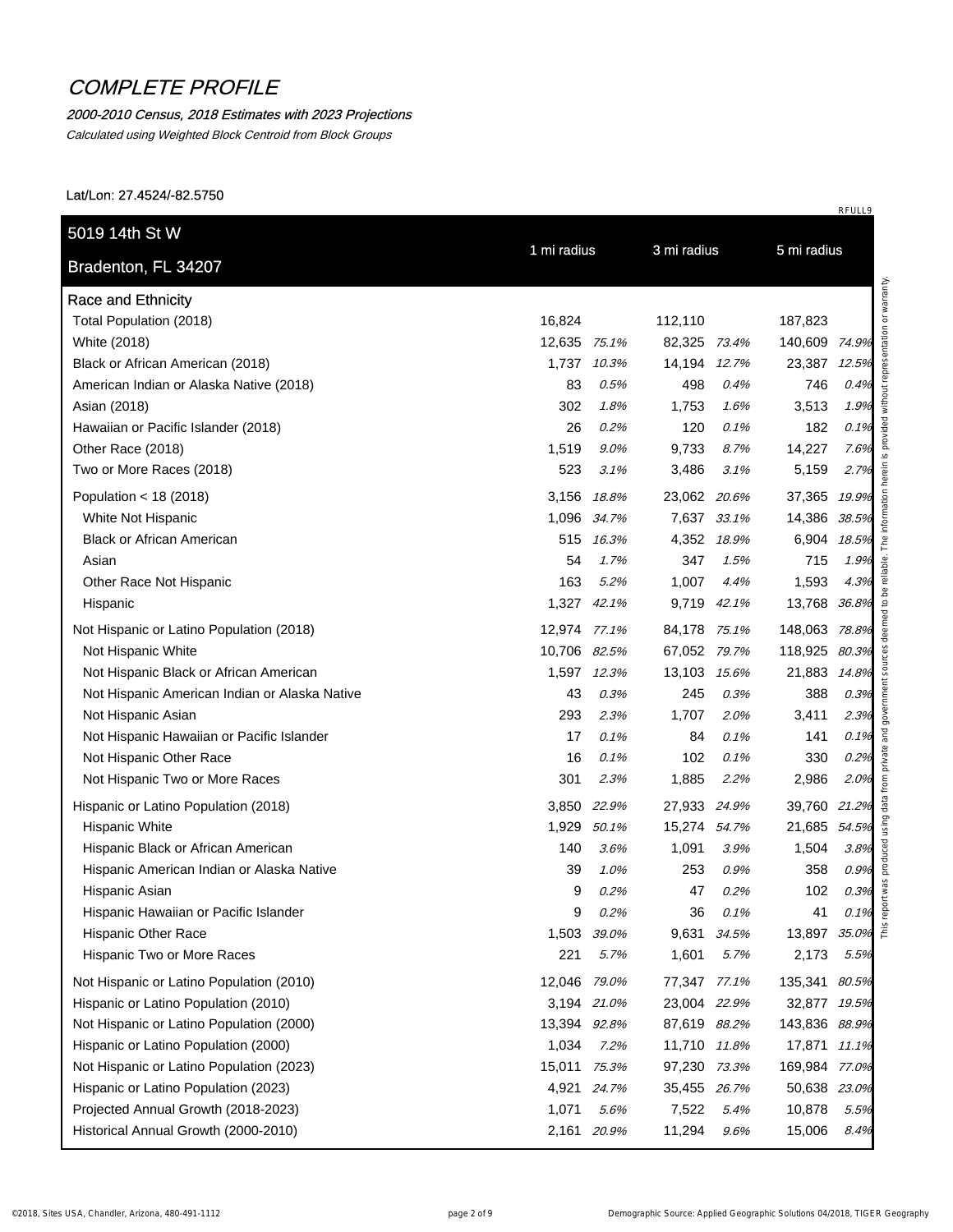# COMPLETE PROFILE

*2000-2010 Census, 2018 Estimates with 2023 Projections*

*Calculated using Weighted Block Centroid from Block Groups*

Lat/Lon: 27.4524/-82.5750

RFULL9

| 5019 14th St W Bradenton, FL 34207 | 1 mi radius | | 3 mi radius | | 5 mi radius | |
|---|---|---|---|---|---|---|
| **Race and Ethnicity** | | | | | | |
| Total Population (2018) | 16,824 | | 112,110 | | 187,823 | |
| White (2018) | 12,635 | *75.1%* | 82,325 | *73.4%* | 140,609 | *74.9%* |
| Black or African American (2018) | 1,737 | *10.3%* | 14,194 | *12.7%* | 23,387 | *12.5%* |
| American Indian or Alaska Native (2018) | 83 | *0.5%* | 498 | *0.4%* | 746 | *0.4%* |
| Asian (2018) | 302 | *1.8%* | 1,753 | *1.6%* | 3,513 | *1.9%* |
| Hawaiian or Pacific Islander (2018) | 26 | *0.2%* | 120 | *0.1%* | 182 | *0.1%* |
| Other Race (2018) | 1,519 | *9.0%* | 9,733 | *8.7%* | 14,227 | *7.6%* |
| Two or More Races (2018) | 523 | *3.1%* | 3,486 | *3.1%* | 5,159 | *2.7%* |
| Population < 18 (2018) | 3,156 | *18.8%* | 23,062 | *20.6%* | 37,365 | *19.9%* |
| White Not Hispanic | 1,096 | *34.7%* | 7,637 | *33.1%* | 14,386 | *38.5%* |
| Black or African American | 515 | *16.3%* | 4,352 | *18.9%* | 6,904 | *18.5%* |
| Asian | 54 | *1.7%* | 347 | *1.5%* | 715 | *1.9%* |
| Other Race Not Hispanic | 163 | *5.2%* | 1,007 | *4.4%* | 1,593 | *4.3%* |
| Hispanic | 1,327 | *42.1%* | 9,719 | *42.1%* | 13,768 | *36.8%* |
| Not Hispanic or Latino Population (2018) | 12,974 | *77.1%* | 84,178 | *75.1%* | 148,063 | *78.8%* |
| Not Hispanic White | 10,706 | *82.5%* | 67,052 | *79.7%* | 118,925 | *80.3%* |
| Not Hispanic Black or African American | 1,597 | *12.3%* | 13,103 | *15.6%* | 21,883 | *14.8%* |
| Not Hispanic American Indian or Alaska Native | 43 | *0.3%* | 245 | *0.3%* | 388 | *0.3%* |
| Not Hispanic Asian | 293 | *2.3%* | 1,707 | *2.0%* | 3,411 | *2.3%* |
| Not Hispanic Hawaiian or Pacific Islander | 17 | *0.1%* | 84 | *0.1%* | 141 | *0.1%* |
| Not Hispanic Other Race | 16 | *0.1%* | 102 | *0.1%* | 330 | *0.2%* |
| Not Hispanic Two or More Races | 301 | *2.3%* | 1,885 | *2.2%* | 2,986 | *2.0%* |
| Hispanic or Latino Population (2018) | 3,850 | *22.9%* | 27,933 | *24.9%* | 39,760 | *21.2%* |
| Hispanic White | 1,929 | *50.1%* | 15,274 | *54.7%* | 21,685 | *54.5%* |
| Hispanic Black or African American | 140 | *3.6%* | 1,091 | *3.9%* | 1,504 | *3.8%* |
| Hispanic American Indian or Alaska Native | 39 | *1.0%* | 253 | *0.9%* | 358 | *0.9%* |
| Hispanic Asian | 9 | *0.2%* | 47 | *0.2%* | 102 | *0.3%* |
| Hispanic Hawaiian or Pacific Islander | 9 | *0.2%* | 36 | *0.1%* | 41 | *0.1%* |
| Hispanic Other Race | 1,503 | *39.0%* | 9,631 | *34.5%* | 13,897 | *35.0%* |
| Hispanic Two or More Races | 221 | *5.7%* | 1,601 | *5.7%* | 2,173 | *5.5%* |
| Not Hispanic or Latino Population (2010) | 12,046 | *79.0%* | 77,347 | *77.1%* | 135,341 | *80.5%* |
| Hispanic or Latino Population (2010) | 3,194 | *21.0%* | 23,004 | *22.9%* | 32,877 | *19.5%* |
| Not Hispanic or Latino Population (2000) | 13,394 | *92.8%* | 87,619 | *88.2%* | 143,836 | *88.9%* |
| Hispanic or Latino Population (2000) | 1,034 | *7.2%* | 11,710 | *11.8%* | 17,871 | *11.1%* |
| Not Hispanic or Latino Population (2023) | 15,011 | *75.3%* | 97,230 | *73.3%* | 169,984 | *77.0%* |
| Hispanic or Latino Population (2023) | 4,921 | *24.7%* | 35,455 | *26.7%* | 50,638 | *23.0%* |
| Projected Annual Growth (2018-2023) | 1,071 | *5.6%* | 7,522 | *5.4%* | 10,878 | *5.5%* |
| Historical Annual Growth (2000-2010) | 2,161 | *20.9%* | 11,294 | *9.6%* | 15,006 | *8.4%* |

This report was produced using data from private and government sources deemed to be reliable. The information herein is provided without representation or warranty.

©2018, Sites USA, Chandler, Arizona, 480-491-1112

Demographic Source: Applied Geographic Solutions 04/2018, TIGER Geography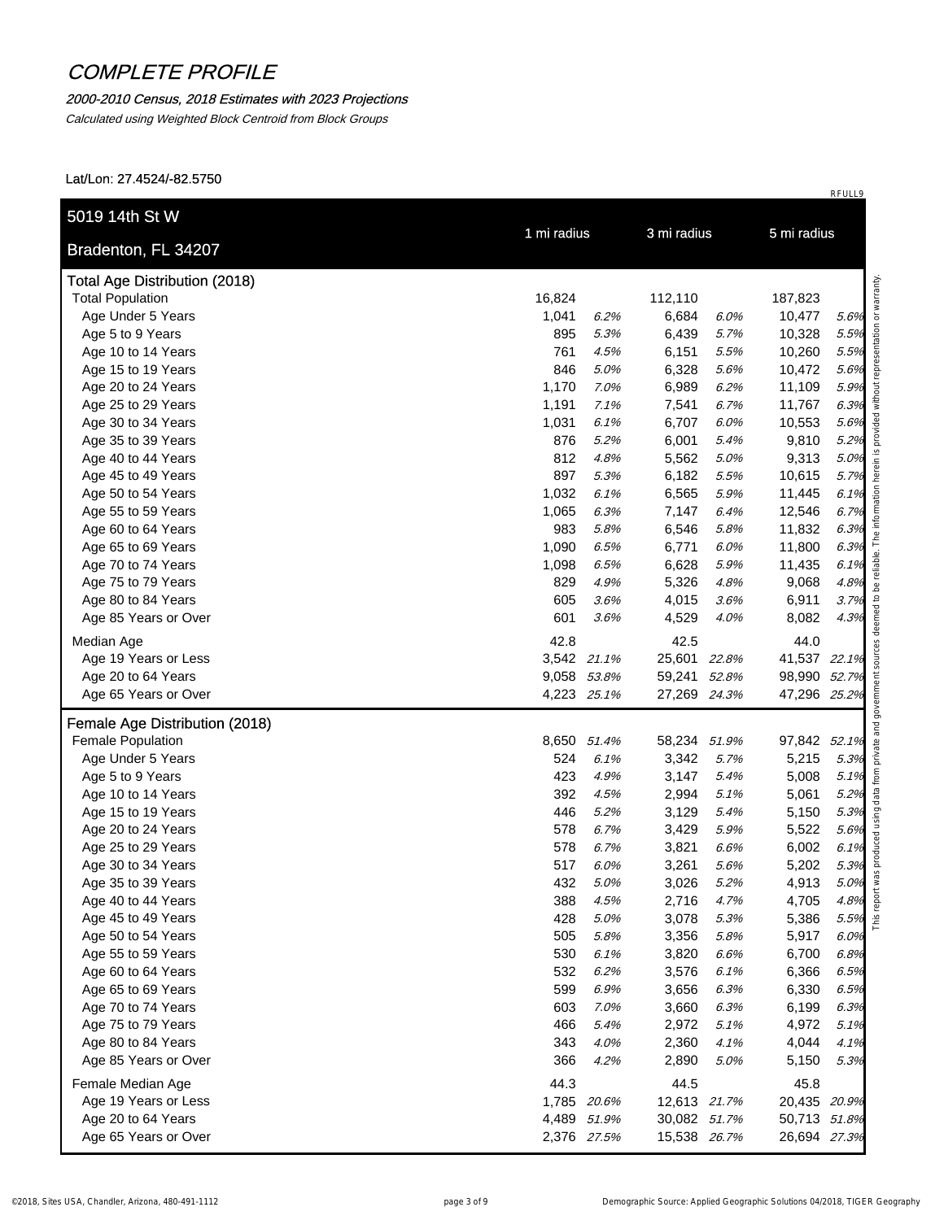# COMPLETE PROFILE

*2000-2010 Census, 2018 Estimates with 2023 Projections*

*Calculated using Weighted Block Centroid from Block Groups*

Lat/Lon: 27.4524/-82.5750

RFULL9

| 5019 14th St W<br>Bradenton, FL 34207 | 1 mi radius | | 3 mi radius | | 5 mi radius | |
|---|---|---|---|---|---|---|
| **Total Age Distribution (2018)** | | | | | | |
| Total Population | 16,824 | | 112,110 | | 187,823 | |
| Age Under 5 Years | 1,041 | *6.2%* | 6,684 | *6.0%* | 10,477 | *5.6%* |
| Age 5 to 9 Years | 895 | *5.3%* | 6,439 | *5.7%* | 10,328 | *5.5%* |
| Age 10 to 14 Years | 761 | *4.5%* | 6,151 | *5.5%* | 10,260 | *5.5%* |
| Age 15 to 19 Years | 846 | *5.0%* | 6,328 | *5.6%* | 10,472 | *5.6%* |
| Age 20 to 24 Years | 1,170 | *7.0%* | 6,989 | *6.2%* | 11,109 | *5.9%* |
| Age 25 to 29 Years | 1,191 | *7.1%* | 7,541 | *6.7%* | 11,767 | *6.3%* |
| Age 30 to 34 Years | 1,031 | *6.1%* | 6,707 | *6.0%* | 10,553 | *5.6%* |
| Age 35 to 39 Years | 876 | *5.2%* | 6,001 | *5.4%* | 9,810 | *5.2%* |
| Age 40 to 44 Years | 812 | *4.8%* | 5,562 | *5.0%* | 9,313 | *5.0%* |
| Age 45 to 49 Years | 897 | *5.3%* | 6,182 | *5.5%* | 10,615 | *5.7%* |
| Age 50 to 54 Years | 1,032 | *6.1%* | 6,565 | *5.9%* | 11,445 | *6.1%* |
| Age 55 to 59 Years | 1,065 | *6.3%* | 7,147 | *6.4%* | 12,546 | *6.7%* |
| Age 60 to 64 Years | 983 | *5.8%* | 6,546 | *5.8%* | 11,832 | *6.3%* |
| Age 65 to 69 Years | 1,090 | *6.5%* | 6,771 | *6.0%* | 11,800 | *6.3%* |
| Age 70 to 74 Years | 1,098 | *6.5%* | 6,628 | *5.9%* | 11,435 | *6.1%* |
| Age 75 to 79 Years | 829 | *4.9%* | 5,326 | *4.8%* | 9,068 | *4.8%* |
| Age 80 to 84 Years | 605 | *3.6%* | 4,015 | *3.6%* | 6,911 | *3.7%* |
| Age 85 Years or Over | 601 | *3.6%* | 4,529 | *4.0%* | 8,082 | *4.3%* |
| Median Age | 42.8 | | 42.5 | | 44.0 | |
| Age 19 Years or Less | 3,542 | *21.1%* | 25,601 | *22.8%* | 41,537 | *22.1%* |
| Age 20 to 64 Years | 9,058 | *53.8%* | 59,241 | *52.8%* | 98,990 | *52.7%* |
| Age 65 Years or Over | 4,223 | *25.1%* | 27,269 | *24.3%* | 47,296 | *25.2%* |
| **Female Age Distribution (2018)** | | | | | | |
| Female Population | 8,650 | *51.4%* | 58,234 | *51.9%* | 97,842 | *52.1%* |
| Age Under 5 Years | 524 | *6.1%* | 3,342 | *5.7%* | 5,215 | *5.3%* |
| Age 5 to 9 Years | 423 | *4.9%* | 3,147 | *5.4%* | 5,008 | *5.1%* |
| Age 10 to 14 Years | 392 | *4.5%* | 2,994 | *5.1%* | 5,061 | *5.2%* |
| Age 15 to 19 Years | 446 | *5.2%* | 3,129 | *5.4%* | 5,150 | *5.3%* |
| Age 20 to 24 Years | 578 | *6.7%* | 3,429 | *5.9%* | 5,522 | *5.6%* |
| Age 25 to 29 Years | 578 | *6.7%* | 3,821 | *6.6%* | 6,002 | *6.1%* |
| Age 30 to 34 Years | 517 | *6.0%* | 3,261 | *5.6%* | 5,202 | *5.3%* |
| Age 35 to 39 Years | 432 | *5.0%* | 3,026 | *5.2%* | 4,913 | *5.0%* |
| Age 40 to 44 Years | 388 | *4.5%* | 2,716 | *4.7%* | 4,705 | *4.8%* |
| Age 45 to 49 Years | 428 | *5.0%* | 3,078 | *5.3%* | 5,386 | *5.5%* |
| Age 50 to 54 Years | 505 | *5.8%* | 3,356 | *5.8%* | 5,917 | *6.0%* |
| Age 55 to 59 Years | 530 | *6.1%* | 3,820 | *6.6%* | 6,700 | *6.8%* |
| Age 60 to 64 Years | 532 | *6.2%* | 3,576 | *6.1%* | 6,366 | *6.5%* |
| Age 65 to 69 Years | 599 | *6.9%* | 3,656 | *6.3%* | 6,330 | *6.5%* |
| Age 70 to 74 Years | 603 | *7.0%* | 3,660 | *6.3%* | 6,199 | *6.3%* |
| Age 75 to 79 Years | 466 | *5.4%* | 2,972 | *5.1%* | 4,972 | *5.1%* |
| Age 80 to 84 Years | 343 | *4.0%* | 2,360 | *4.1%* | 4,044 | *4.1%* |
| Age 85 Years or Over | 366 | *4.2%* | 2,890 | *5.0%* | 5,150 | *5.3%* |
| Female Median Age | 44.3 | | 44.5 | | 45.8 | |
| Age 19 Years or Less | 1,785 | *20.6%* | 12,613 | *21.7%* | 20,435 | *20.9%* |
| Age 20 to 64 Years | 4,489 | *51.9%* | 30,082 | *51.7%* | 50,713 | *51.8%* |
| Age 65 Years or Over | 2,376 | *27.5%* | 15,538 | *26.7%* | 26,694 | *27.3%* |

This report was produced using data from private and government sources deemed to be reliable. The information herein is provided without representation or warranty.

©2018, Sites USA, Chandler, Arizona, 480-491-1112

Demographic Source: Applied Geographic Solutions 04/2018, TIGER Geography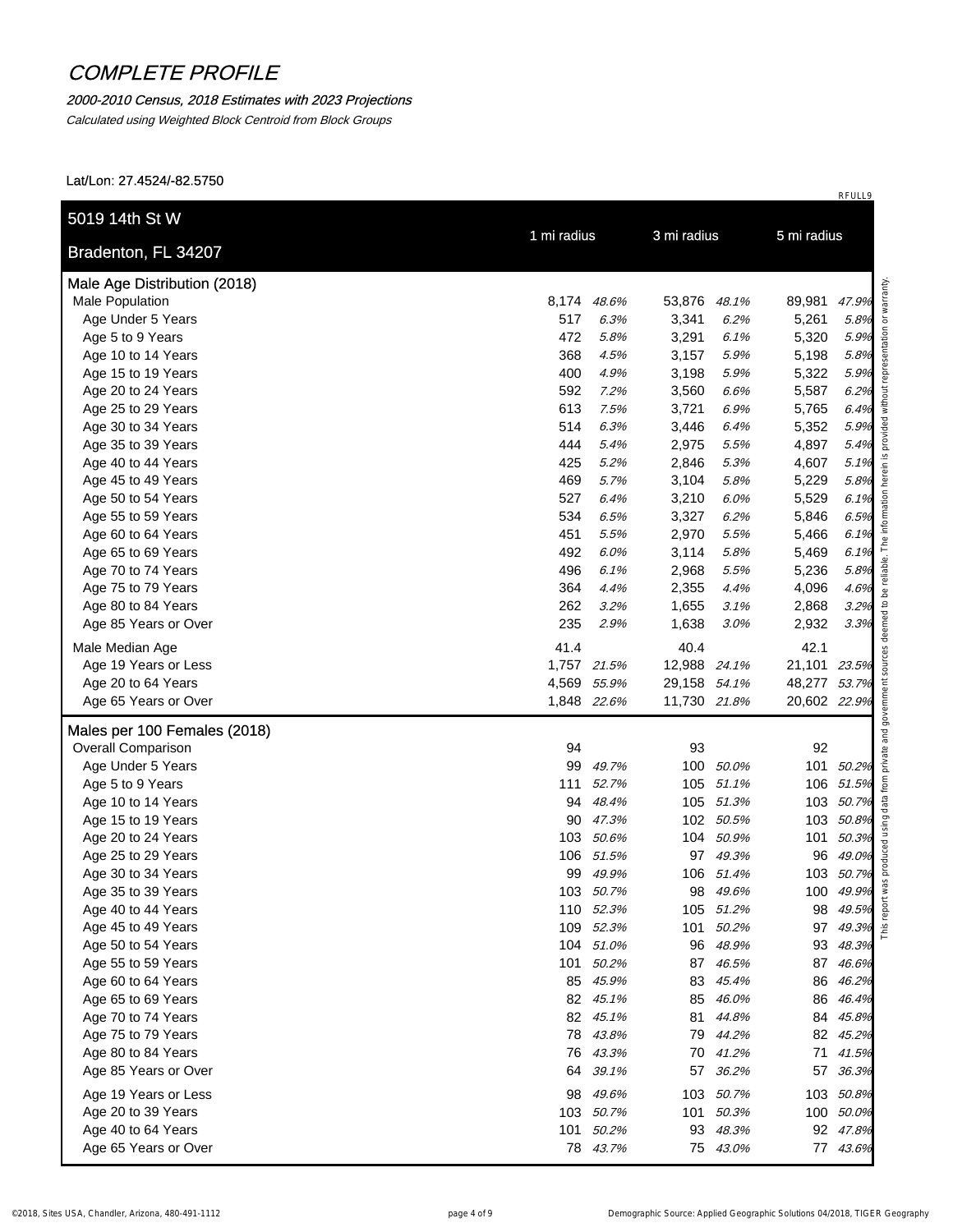# COMPLETE PROFILE

*2000-2010 Census, 2018 Estimates with 2023 Projections*

*Calculated using Weighted Block Centroid from Block Groups*

Lat/Lon: 27.4524/-82.5750

RFULL9

| 5019 14th St W<br>Bradenton, FL 34207 | 1 mi radius | | 3 mi radius | | 5 mi radius | |
|---|---|---|---|---|---|---|
| **Male Age Distribution (2018)** | | | | | | |
| Male Population | 8,174 | *48.6%* | 53,876 | *48.1%* | 89,981 | *47.9%* |
| Age Under 5 Years | 517 | *6.3%* | 3,341 | *6.2%* | 5,261 | *5.8%* |
| Age 5 to 9 Years | 472 | *5.8%* | 3,291 | *6.1%* | 5,320 | *5.9%* |
| Age 10 to 14 Years | 368 | *4.5%* | 3,157 | *5.9%* | 5,198 | *5.8%* |
| Age 15 to 19 Years | 400 | *4.9%* | 3,198 | *5.9%* | 5,322 | *5.9%* |
| Age 20 to 24 Years | 592 | *7.2%* | 3,560 | *6.6%* | 5,587 | *6.2%* |
| Age 25 to 29 Years | 613 | *7.5%* | 3,721 | *6.9%* | 5,765 | *6.4%* |
| Age 30 to 34 Years | 514 | *6.3%* | 3,446 | *6.4%* | 5,352 | *5.9%* |
| Age 35 to 39 Years | 444 | *5.4%* | 2,975 | *5.5%* | 4,897 | *5.4%* |
| Age 40 to 44 Years | 425 | *5.2%* | 2,846 | *5.3%* | 4,607 | *5.1%* |
| Age 45 to 49 Years | 469 | *5.7%* | 3,104 | *5.8%* | 5,229 | *5.8%* |
| Age 50 to 54 Years | 527 | *6.4%* | 3,210 | *6.0%* | 5,529 | *6.1%* |
| Age 55 to 59 Years | 534 | *6.5%* | 3,327 | *6.2%* | 5,846 | *6.5%* |
| Age 60 to 64 Years | 451 | *5.5%* | 2,970 | *5.5%* | 5,466 | *6.1%* |
| Age 65 to 69 Years | 492 | *6.0%* | 3,114 | *5.8%* | 5,469 | *6.1%* |
| Age 70 to 74 Years | 496 | *6.1%* | 2,968 | *5.5%* | 5,236 | *5.8%* |
| Age 75 to 79 Years | 364 | *4.4%* | 2,355 | *4.4%* | 4,096 | *4.6%* |
| Age 80 to 84 Years | 262 | *3.2%* | 1,655 | *3.1%* | 2,868 | *3.2%* |
| Age 85 Years or Over | 235 | *2.9%* | 1,638 | *3.0%* | 2,932 | *3.3%* |
| Male Median Age | 41.4 | | 40.4 | | 42.1 | |
| Age 19 Years or Less | 1,757 | *21.5%* | 12,988 | *24.1%* | 21,101 | *23.5%* |
| Age 20 to 64 Years | 4,569 | *55.9%* | 29,158 | *54.1%* | 48,277 | *53.7%* |
| Age 65 Years or Over | 1,848 | *22.6%* | 11,730 | *21.8%* | 20,602 | *22.9%* |
| **Males per 100 Females (2018)** | | | | | | |
| Overall Comparison | 94 | | 93 | | 92 | |
| Age Under 5 Years | 99 | *49.7%* | 100 | *50.0%* | 101 | *50.2%* |
| Age 5 to 9 Years | 111 | *52.7%* | 105 | *51.1%* | 106 | *51.5%* |
| Age 10 to 14 Years | 94 | *48.4%* | 105 | *51.3%* | 103 | *50.7%* |
| Age 15 to 19 Years | 90 | *47.3%* | 102 | *50.5%* | 103 | *50.8%* |
| Age 20 to 24 Years | 103 | *50.6%* | 104 | *50.9%* | 101 | *50.3%* |
| Age 25 to 29 Years | 106 | *51.5%* | 97 | *49.3%* | 96 | *49.0%* |
| Age 30 to 34 Years | 99 | *49.9%* | 106 | *51.4%* | 103 | *50.7%* |
| Age 35 to 39 Years | 103 | *50.7%* | 98 | *49.6%* | 100 | *49.9%* |
| Age 40 to 44 Years | 110 | *52.3%* | 105 | *51.2%* | 98 | *49.5%* |
| Age 45 to 49 Years | 109 | *52.3%* | 101 | *50.2%* | 97 | *49.3%* |
| Age 50 to 54 Years | 104 | *51.0%* | 96 | *48.9%* | 93 | *48.3%* |
| Age 55 to 59 Years | 101 | *50.2%* | 87 | *46.5%* | 87 | *46.6%* |
| Age 60 to 64 Years | 85 | *45.9%* | 83 | *45.4%* | 86 | *46.2%* |
| Age 65 to 69 Years | 82 | *45.1%* | 85 | *46.0%* | 86 | *46.4%* |
| Age 70 to 74 Years | 82 | *45.1%* | 81 | *44.8%* | 84 | *45.8%* |
| Age 75 to 79 Years | 78 | *43.8%* | 79 | *44.2%* | 82 | *45.2%* |
| Age 80 to 84 Years | 76 | *43.3%* | 70 | *41.2%* | 71 | *41.5%* |
| Age 85 Years or Over | 64 | *39.1%* | 57 | *36.2%* | 57 | *36.3%* |
| Age 19 Years or Less | 98 | *49.6%* | 103 | *50.7%* | 103 | *50.8%* |
| Age 20 to 39 Years | 103 | *50.7%* | 101 | *50.3%* | 100 | *50.0%* |
| Age 40 to 64 Years | 101 | *50.2%* | 93 | *48.3%* | 92 | *47.8%* |
| Age 65 Years or Over | 78 | *43.7%* | 75 | *43.0%* | 77 | *43.6%* |

This report was produced using data from private and government sources deemed to be reliable. The information herein is provided without representation or warranty.

©2018, Sites USA, Chandler, Arizona, 480-491-1112

Demographic Source: Applied Geographic Solutions 04/2018, TIGER Geography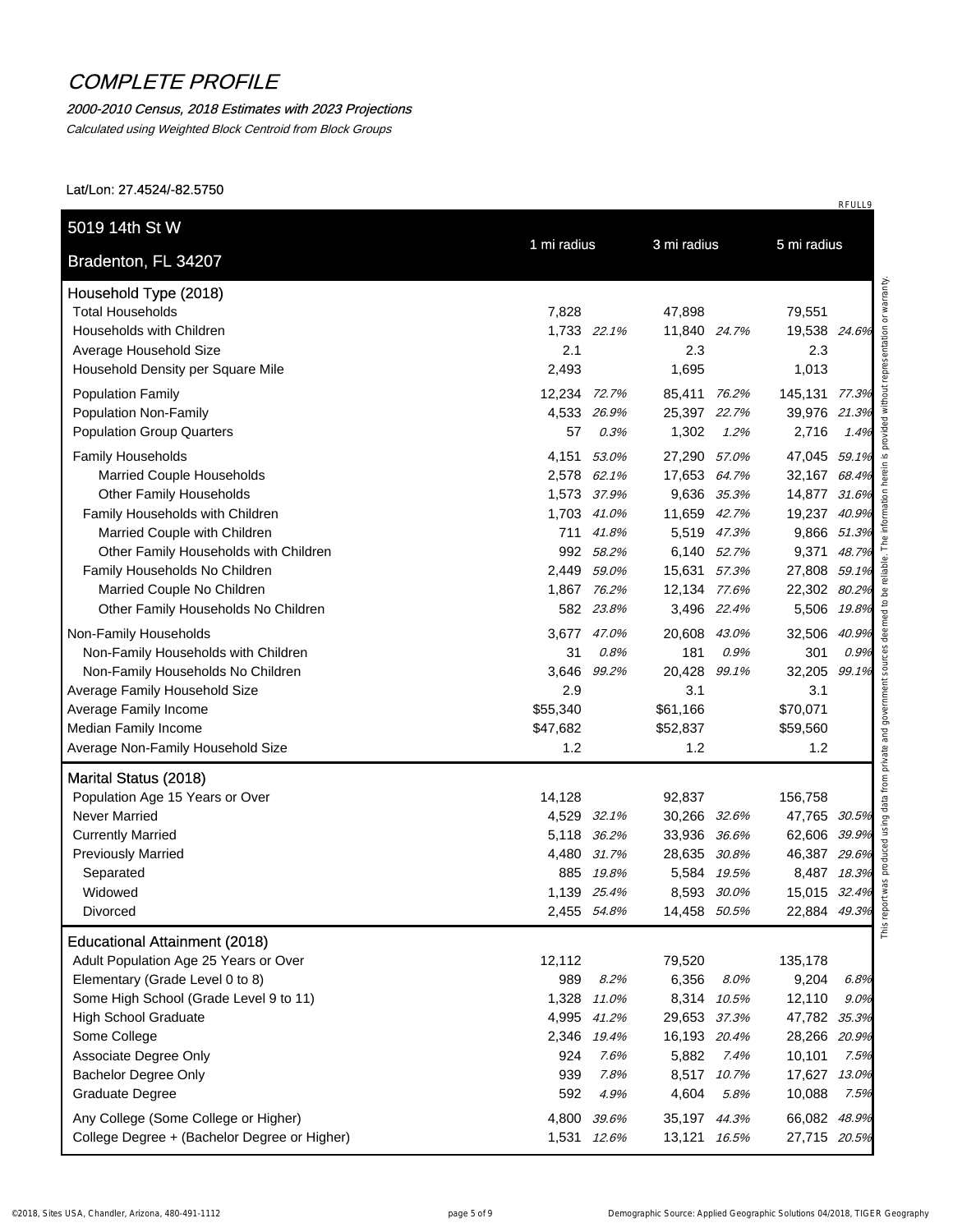# COMPLETE PROFILE

*2000-2010 Census, 2018 Estimates with 2023 Projections*

*Calculated using Weighted Block Centroid from Block Groups*

Lat/Lon: 27.4524/-82.5750

RFULL9

| 5019 14th St W<br>Bradenton, FL 34207 | 1 mi radius | | 3 mi radius | | 5 mi radius | |
|---|---|---|---|---|---|---|
| **Household Type (2018)** | | | | | | |
| Total Households | 7,828 | | 47,898 | | 79,551 | |
| Households with Children | 1,733 | *22.1%* | 11,840 | *24.7%* | 19,538 | *24.6%* |
| Average Household Size | 2.1 | | 2.3 | | 2.3 | |
| Household Density per Square Mile | 2,493 | | 1,695 | | 1,013 | |
| Population Family | 12,234 | *72.7%* | 85,411 | *76.2%* | 145,131 | *77.3%* |
| Population Non-Family | 4,533 | *26.9%* | 25,397 | *22.7%* | 39,976 | *21.3%* |
| Population Group Quarters | 57 | *0.3%* | 1,302 | *1.2%* | 2,716 | *1.4%* |
| Family Households | 4,151 | *53.0%* | 27,290 | *57.0%* | 47,045 | *59.1%* |
| Married Couple Households | 2,578 | *62.1%* | 17,653 | *64.7%* | 32,167 | *68.4%* |
| Other Family Households | 1,573 | *37.9%* | 9,636 | *35.3%* | 14,877 | *31.6%* |
| Family Households with Children | 1,703 | *41.0%* | 11,659 | *42.7%* | 19,237 | *40.9%* |
| Married Couple with Children | 711 | *41.8%* | 5,519 | *47.3%* | 9,866 | *51.3%* |
| Other Family Households with Children | 992 | *58.2%* | 6,140 | *52.7%* | 9,371 | *48.7%* |
| Family Households No Children | 2,449 | *59.0%* | 15,631 | *57.3%* | 27,808 | *59.1%* |
| Married Couple No Children | 1,867 | *76.2%* | 12,134 | *77.6%* | 22,302 | *80.2%* |
| Other Family Households No Children | 582 | *23.8%* | 3,496 | *22.4%* | 5,506 | *19.8%* |
| Non-Family Households | 3,677 | *47.0%* | 20,608 | *43.0%* | 32,506 | *40.9%* |
| Non-Family Households with Children | 31 | *0.8%* | 181 | *0.9%* | 301 | *0.9%* |
| Non-Family Households No Children | 3,646 | *99.2%* | 20,428 | *99.1%* | 32,205 | *99.1%* |
| Average Family Household Size | 2.9 | | 3.1 | | 3.1 | |
| Average Family Income | $55,340 | | $61,166 | | $70,071 | |
| Median Family Income | $47,682 | | $52,837 | | $59,560 | |
| Average Non-Family Household Size | 1.2 | | 1.2 | | 1.2 | |
| **Marital Status (2018)** | | | | | | |
| Population Age 15 Years or Over | 14,128 | | 92,837 | | 156,758 | |
| Never Married | 4,529 | *32.1%* | 30,266 | *32.6%* | 47,765 | *30.5%* |
| Currently Married | 5,118 | *36.2%* | 33,936 | *36.6%* | 62,606 | *39.9%* |
| Previously Married | 4,480 | *31.7%* | 28,635 | *30.8%* | 46,387 | *29.6%* |
| Separated | 885 | *19.8%* | 5,584 | *19.5%* | 8,487 | *18.3%* |
| Widowed | 1,139 | *25.4%* | 8,593 | *30.0%* | 15,015 | *32.4%* |
| Divorced | 2,455 | *54.8%* | 14,458 | *50.5%* | 22,884 | *49.3%* |
| **Educational Attainment (2018)** | | | | | | |
| Adult Population Age 25 Years or Over | 12,112 | | 79,520 | | 135,178 | |
| Elementary (Grade Level 0 to 8) | 989 | *8.2%* | 6,356 | *8.0%* | 9,204 | *6.8%* |
| Some High School (Grade Level 9 to 11) | 1,328 | *11.0%* | 8,314 | *10.5%* | 12,110 | *9.0%* |
| High School Graduate | 4,995 | *41.2%* | 29,653 | *37.3%* | 47,782 | *35.3%* |
| Some College | 2,346 | *19.4%* | 16,193 | *20.4%* | 28,266 | *20.9%* |
| Associate Degree Only | 924 | *7.6%* | 5,882 | *7.4%* | 10,101 | *7.5%* |
| Bachelor Degree Only | 939 | *7.8%* | 8,517 | *10.7%* | 17,627 | *13.0%* |
| Graduate Degree | 592 | *4.9%* | 4,604 | *5.8%* | 10,088 | *7.5%* |
| Any College (Some College or Higher) | 4,800 | *39.6%* | 35,197 | *44.3%* | 66,082 | *48.9%* |
| College Degree + (Bachelor Degree or Higher) | 1,531 | *12.6%* | 13,121 | *16.5%* | 27,715 | *20.5%* |

This report was produced using data from private and government sources deemed to be reliable. The information herein is provided without representation or warranty.

©2018, Sites USA, Chandler, Arizona, 480-491-1112

Demographic Source: Applied Geographic Solutions 04/2018, TIGER Geography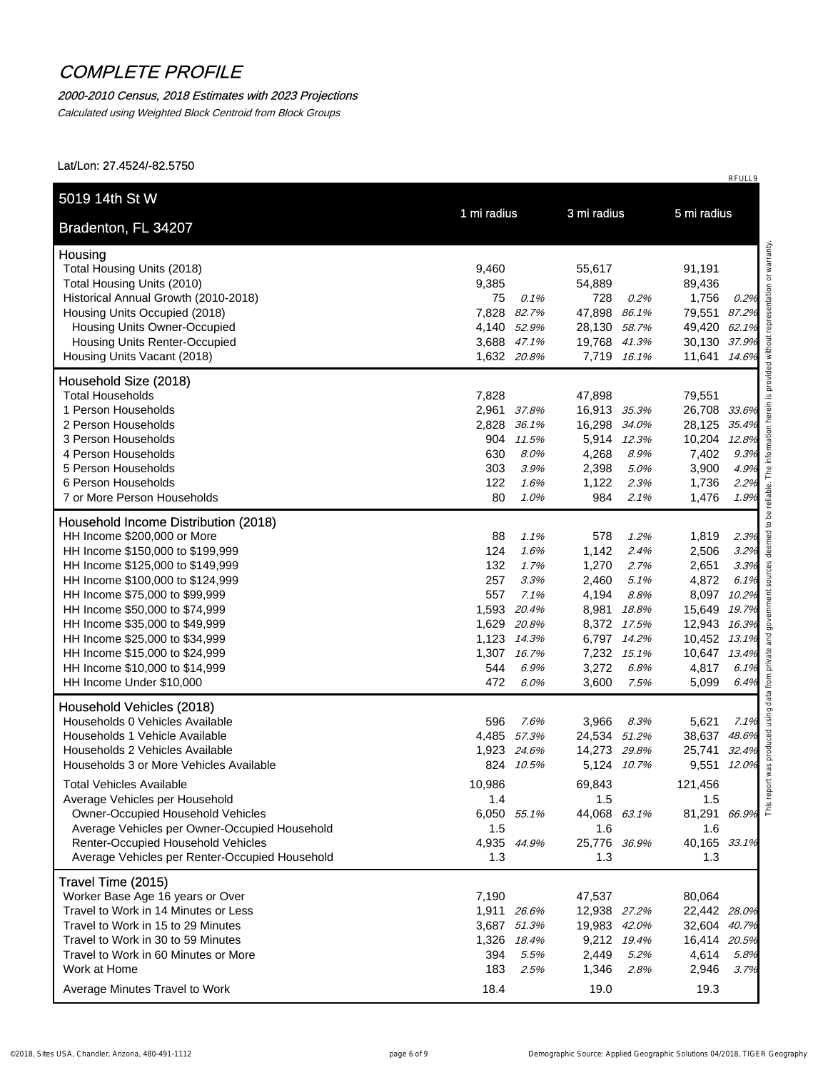# COMPLETE PROFILE

*2000-2010 Census, 2018 Estimates with 2023 Projections*

*Calculated using Weighted Block Centroid from Block Groups*

Lat/Lon: 27.4524/-82.5750

RFULL9

| 5019 14th St W<br>Bradenton, FL 34207 | 1 mi radius | | 3 mi radius | | 5 mi radius | |
|---|---|---|---|---|---|---|
| **Housing** | | | | | | |
| Total Housing Units (2018) | 9,460 | | 55,617 | | 91,191 | |
| Total Housing Units (2010) | 9,385 | | 54,889 | | 89,436 | |
| Historical Annual Growth (2010-2018) | 75 | *0.1%* | 728 | *0.2%* | 1,756 | *0.2%* |
| Housing Units Occupied (2018) | 7,828 | *82.7%* | 47,898 | *86.1%* | 79,551 | *87.2%* |
| Housing Units Owner-Occupied | 4,140 | *52.9%* | 28,130 | *58.7%* | 49,420 | *62.1%* |
| Housing Units Renter-Occupied | 3,688 | *47.1%* | 19,768 | *41.3%* | 30,130 | *37.9%* |
| Housing Units Vacant (2018) | 1,632 | *20.8%* | 7,719 | *16.1%* | 11,641 | *14.6%* |
| **Household Size (2018)** | | | | | | |
| Total Households | 7,828 | | 47,898 | | 79,551 | |
| 1 Person Households | 2,961 | *37.8%* | 16,913 | *35.3%* | 26,708 | *33.6%* |
| 2 Person Households | 2,828 | *36.1%* | 16,298 | *34.0%* | 28,125 | *35.4%* |
| 3 Person Households | 904 | *11.5%* | 5,914 | *12.3%* | 10,204 | *12.8%* |
| 4 Person Households | 630 | *8.0%* | 4,268 | *8.9%* | 7,402 | *9.3%* |
| 5 Person Households | 303 | *3.9%* | 2,398 | *5.0%* | 3,900 | *4.9%* |
| 6 Person Households | 122 | *1.6%* | 1,122 | *2.3%* | 1,736 | *2.2%* |
| 7 or More Person Households | 80 | *1.0%* | 984 | *2.1%* | 1,476 | *1.9%* |
| **Household Income Distribution (2018)** | | | | | | |
| HH Income $200,000 or More | 88 | *1.1%* | 578 | *1.2%* | 1,819 | *2.3%* |
| HH Income $150,000 to $199,999 | 124 | *1.6%* | 1,142 | *2.4%* | 2,506 | *3.2%* |
| HH Income $125,000 to $149,999 | 132 | *1.7%* | 1,270 | *2.7%* | 2,651 | *3.3%* |
| HH Income $100,000 to $124,999 | 257 | *3.3%* | 2,460 | *5.1%* | 4,872 | *6.1%* |
| HH Income $75,000 to $99,999 | 557 | *7.1%* | 4,194 | *8.8%* | 8,097 | *10.2%* |
| HH Income $50,000 to $74,999 | 1,593 | *20.4%* | 8,981 | *18.8%* | 15,649 | *19.7%* |
| HH Income $35,000 to $49,999 | 1,629 | *20.8%* | 8,372 | *17.5%* | 12,943 | *16.3%* |
| HH Income $25,000 to $34,999 | 1,123 | *14.3%* | 6,797 | *14.2%* | 10,452 | *13.1%* |
| HH Income $15,000 to $24,999 | 1,307 | *16.7%* | 7,232 | *15.1%* | 10,647 | *13.4%* |
| HH Income $10,000 to $14,999 | 544 | *6.9%* | 3,272 | *6.8%* | 4,817 | *6.1%* |
| HH Income Under $10,000 | 472 | *6.0%* | 3,600 | *7.5%* | 5,099 | *6.4%* |
| **Household Vehicles (2018)** | | | | | | |
| Households 0 Vehicles Available | 596 | *7.6%* | 3,966 | *8.3%* | 5,621 | *7.1%* |
| Households 1 Vehicle Available | 4,485 | *57.3%* | 24,534 | *51.2%* | 38,637 | *48.6%* |
| Households 2 Vehicles Available | 1,923 | *24.6%* | 14,273 | *29.8%* | 25,741 | *32.4%* |
| Households 3 or More Vehicles Available | 824 | *10.5%* | 5,124 | *10.7%* | 9,551 | *12.0%* |
| Total Vehicles Available | 10,986 | | 69,843 | | 121,456 | |
| Average Vehicles per Household | 1.4 | | 1.5 | | 1.5 | |
| Owner-Occupied Household Vehicles | 6,050 | *55.1%* | 44,068 | *63.1%* | 81,291 | *66.9%* |
| Average Vehicles per Owner-Occupied Household | 1.5 | | 1.6 | | 1.6 | |
| Renter-Occupied Household Vehicles | 4,935 | *44.9%* | 25,776 | *36.9%* | 40,165 | *33.1%* |
| Average Vehicles per Renter-Occupied Household | 1.3 | | 1.3 | | 1.3 | |
| **Travel Time (2015)** | | | | | | |
| Worker Base Age 16 years or Over | 7,190 | | 47,537 | | 80,064 | |
| Travel to Work in 14 Minutes or Less | 1,911 | *26.6%* | 12,938 | *27.2%* | 22,442 | *28.0%* |
| Travel to Work in 15 to 29 Minutes | 3,687 | *51.3%* | 19,983 | *42.0%* | 32,604 | *40.7%* |
| Travel to Work in 30 to 59 Minutes | 1,326 | *18.4%* | 9,212 | *19.4%* | 16,414 | *20.5%* |
| Travel to Work in 60 Minutes or More | 394 | *5.5%* | 2,449 | *5.2%* | 4,614 | *5.8%* |
| Work at Home | 183 | *2.5%* | 1,346 | *2.8%* | 2,946 | *3.7%* |
| Average Minutes Travel to Work | 18.4 | | 19.0 | | 19.3 | |

This report was produced using data from private and government sources deemed to be reliable. The information herein is provided without representation or warranty.

©2018, Sites USA, Chandler, Arizona, 480-491-1112

Demographic Source: Applied Geographic Solutions 04/2018, TIGER Geography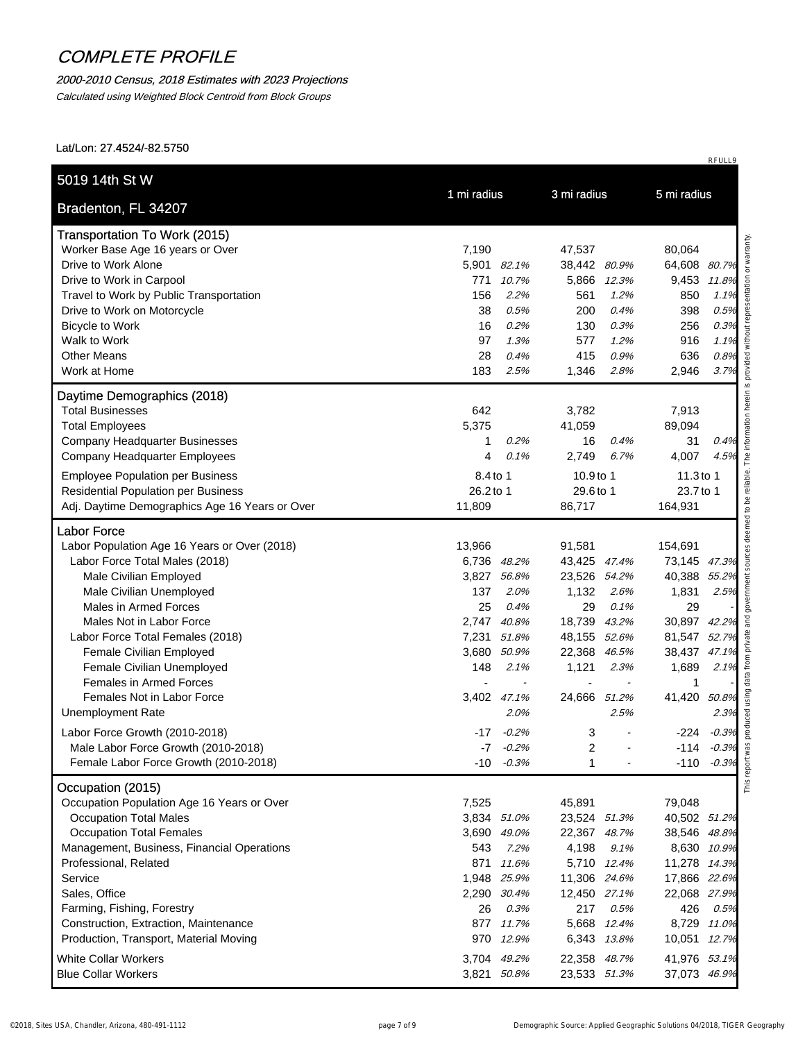# COMPLETE PROFILE

*2000-2010 Census, 2018 Estimates with 2023 Projections*

*Calculated using Weighted Block Centroid from Block Groups*

Lat/Lon: 27.4524/-82.5750

RFULL9

| 5019 14th St W<br>Bradenton, FL 34207 | 1 mi radius | | 3 mi radius | | 5 mi radius | |
|---|---|---|---|---|---|---|
| **Transportation To Work (2015)** | | | | | | |
| Worker Base Age 16 years or Over | 7,190 | | 47,537 | | 80,064 | |
| Drive to Work Alone | 5,901 | *82.1%* | 38,442 | *80.9%* | 64,608 | *80.7%* |
| Drive to Work in Carpool | 771 | *10.7%* | 5,866 | *12.3%* | 9,453 | *11.8%* |
| Travel to Work by Public Transportation | 156 | *2.2%* | 561 | *1.2%* | 850 | *1.1%* |
| Drive to Work on Motorcycle | 38 | *0.5%* | 200 | *0.4%* | 398 | *0.5%* |
| Bicycle to Work | 16 | *0.2%* | 130 | *0.3%* | 256 | *0.3%* |
| Walk to Work | 97 | *1.3%* | 577 | *1.2%* | 916 | *1.1%* |
| Other Means | 28 | *0.4%* | 415 | *0.9%* | 636 | *0.8%* |
| Work at Home | 183 | *2.5%* | 1,346 | *2.8%* | 2,946 | *3.7%* |
| **Daytime Demographics (2018)** | | | | | | |
| Total Businesses | 642 | | 3,782 | | 7,913 | |
| Total Employees | 5,375 | | 41,059 | | 89,094 | |
| Company Headquarter Businesses | 1 | *0.2%* | 16 | *0.4%* | 31 | *0.4%* |
| Company Headquarter Employees | 4 | *0.1%* | 2,749 | *6.7%* | 4,007 | *4.5%* |
| Employee Population per Business | 8.4 to 1 | | 10.9 to 1 | | 11.3 to 1 | |
| Residential Population per Business | 26.2 to 1 | | 29.6 to 1 | | 23.7 to 1 | |
| Adj. Daytime Demographics Age 16 Years or Over | 11,809 | | 86,717 | | 164,931 | |
| **Labor Force** | | | | | | |
| Labor Population Age 16 Years or Over (2018) | 13,966 | | 91,581 | | 154,691 | |
| Labor Force Total Males (2018) | 6,736 | *48.2%* | 43,425 | *47.4%* | 73,145 | *47.3%* |
| Male Civilian Employed | 3,827 | *56.8%* | 23,526 | *54.2%* | 40,388 | *55.2%* |
| Male Civilian Unemployed | 137 | *2.0%* | 1,132 | *2.6%* | 1,831 | *2.5%* |
| Males in Armed Forces | 25 | *0.4%* | 29 | *0.1%* | 29 | - |
| Males Not in Labor Force | 2,747 | *40.8%* | 18,739 | *43.2%* | 30,897 | *42.2%* |
| Labor Force Total Females (2018) | 7,231 | *51.8%* | 48,155 | *52.6%* | 81,547 | *52.7%* |
| Female Civilian Employed | 3,680 | *50.9%* | 22,368 | *46.5%* | 38,437 | *47.1%* |
| Female Civilian Unemployed | 148 | *2.1%* | 1,121 | *2.3%* | 1,689 | *2.1%* |
| Females in Armed Forces | - | - | - | - | 1 | - |
| Females Not in Labor Force | 3,402 | *47.1%* | 24,666 | *51.2%* | 41,420 | *50.8%* |
| Unemployment Rate | | *2.0%* | | *2.5%* | | *2.3%* |
| Labor Force Growth (2010-2018) | -17 | *-0.2%* | 3 | - | -224 | *-0.3%* |
| Male Labor Force Growth (2010-2018) | -7 | *-0.2%* | 2 | - | -114 | *-0.3%* |
| Female Labor Force Growth (2010-2018) | -10 | *-0.3%* | 1 | - | -110 | *-0.3%* |
| **Occupation (2015)** | | | | | | |
| Occupation Population Age 16 Years or Over | 7,525 | | 45,891 | | 79,048 | |
| Occupation Total Males | 3,834 | *51.0%* | 23,524 | *51.3%* | 40,502 | *51.2%* |
| Occupation Total Females | 3,690 | *49.0%* | 22,367 | *48.7%* | 38,546 | *48.8%* |
| Management, Business, Financial Operations | 543 | *7.2%* | 4,198 | *9.1%* | 8,630 | *10.9%* |
| Professional, Related | 871 | *11.6%* | 5,710 | *12.4%* | 11,278 | *14.3%* |
| Service | 1,948 | *25.9%* | 11,306 | *24.6%* | 17,866 | *22.6%* |
| Sales, Office | 2,290 | *30.4%* | 12,450 | *27.1%* | 22,068 | *27.9%* |
| Farming, Fishing, Forestry | 26 | *0.3%* | 217 | *0.5%* | 426 | *0.5%* |
| Construction, Extraction, Maintenance | 877 | *11.7%* | 5,668 | *12.4%* | 8,729 | *11.0%* |
| Production, Transport, Material Moving | 970 | *12.9%* | 6,343 | *13.8%* | 10,051 | *12.7%* |
| White Collar Workers | 3,704 | *49.2%* | 22,358 | *48.7%* | 41,976 | *53.1%* |
| Blue Collar Workers | 3,821 | *50.8%* | 23,533 | *51.3%* | 37,073 | *46.9%* |

This report was produced using data from private and government sources deemed to be reliable. The information herein is provided without representation or warranty.

©2018, Sites USA, Chandler, Arizona, 480-491-1112 — Demographic Source: Applied Geographic Solutions 04/2018, TIGER Geography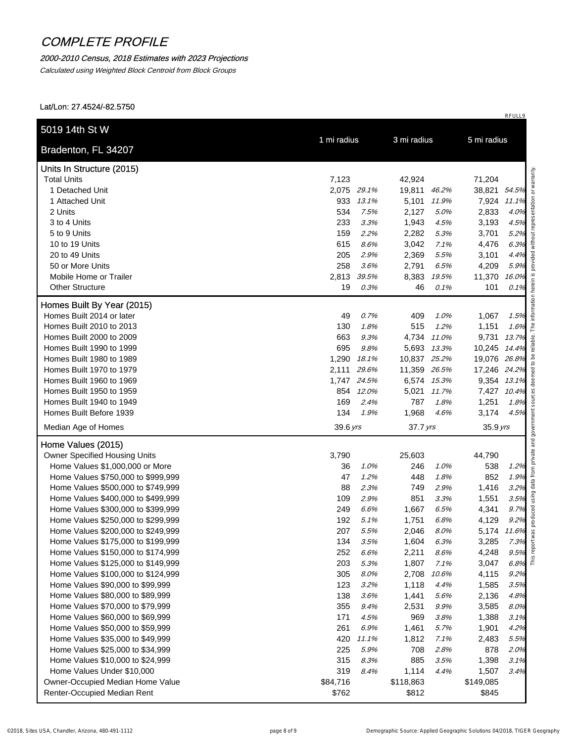# COMPLETE PROFILE

*2000-2010 Census, 2018 Estimates with 2023 Projections*

*Calculated using Weighted Block Centroid from Block Groups*

Lat/Lon: 27.4524/-82.5750

RFULL9

| 5019 14th St W<br>Bradenton, FL 34207 | 1 mi radius | | 3 mi radius | | 5 mi radius | |
|---|---|---|---|---|---|---|
| **Units In Structure (2015)** | | | | | | |
| Total Units | 7,123 | | 42,924 | | 71,204 | |
| 1 Detached Unit | 2,075 | *29.1%* | 19,811 | *46.2%* | 38,821 | *54.5%* |
| 1 Attached Unit | 933 | *13.1%* | 5,101 | *11.9%* | 7,924 | *11.1%* |
| 2 Units | 534 | *7.5%* | 2,127 | *5.0%* | 2,833 | *4.0%* |
| 3 to 4 Units | 233 | *3.3%* | 1,943 | *4.5%* | 3,193 | *4.5%* |
| 5 to 9 Units | 159 | *2.2%* | 2,282 | *5.3%* | 3,701 | *5.2%* |
| 10 to 19 Units | 615 | *8.6%* | 3,042 | *7.1%* | 4,476 | *6.3%* |
| 20 to 49 Units | 205 | *2.9%* | 2,369 | *5.5%* | 3,101 | *4.4%* |
| 50 or More Units | 258 | *3.6%* | 2,791 | *6.5%* | 4,209 | *5.9%* |
| Mobile Home or Trailer | 2,813 | *39.5%* | 8,383 | *19.5%* | 11,370 | *16.0%* |
| Other Structure | 19 | *0.3%* | 46 | *0.1%* | 101 | *0.1%* |
| **Homes Built By Year (2015)** | | | | | | |
| Homes Built 2014 or later | 49 | *0.7%* | 409 | *1.0%* | 1,067 | *1.5%* |
| Homes Built 2010 to 2013 | 130 | *1.8%* | 515 | *1.2%* | 1,151 | *1.6%* |
| Homes Built 2000 to 2009 | 663 | *9.3%* | 4,734 | *11.0%* | 9,731 | *13.7%* |
| Homes Built 1990 to 1999 | 695 | *9.8%* | 5,693 | *13.3%* | 10,245 | *14.4%* |
| Homes Built 1980 to 1989 | 1,290 | *18.1%* | 10,837 | *25.2%* | 19,076 | *26.8%* |
| Homes Built 1970 to 1979 | 2,111 | *29.6%* | 11,359 | *26.5%* | 17,246 | *24.2%* |
| Homes Built 1960 to 1969 | 1,747 | *24.5%* | 6,574 | *15.3%* | 9,354 | *13.1%* |
| Homes Built 1950 to 1959 | 854 | *12.0%* | 5,021 | *11.7%* | 7,427 | *10.4%* |
| Homes Built 1940 to 1949 | 169 | *2.4%* | 787 | *1.8%* | 1,251 | *1.8%* |
| Homes Built Before 1939 | 134 | *1.9%* | 1,968 | *4.6%* | 3,174 | *4.5%* |
| Median Age of Homes | 39.6 *yrs* | | 37.7 *yrs* | | 35.9 *yrs* | |
| **Home Values (2015)** | | | | | | |
| Owner Specified Housing Units | 3,790 | | 25,603 | | 44,790 | |
| Home Values $1,000,000 or More | 36 | *1.0%* | 246 | *1.0%* | 538 | *1.2%* |
| Home Values $750,000 to $999,999 | 47 | *1.2%* | 448 | *1.8%* | 852 | *1.9%* |
| Home Values $500,000 to $749,999 | 88 | *2.3%* | 749 | *2.9%* | 1,416 | *3.2%* |
| Home Values $400,000 to $499,999 | 109 | *2.9%* | 851 | *3.3%* | 1,551 | *3.5%* |
| Home Values $300,000 to $399,999 | 249 | *6.6%* | 1,667 | *6.5%* | 4,341 | *9.7%* |
| Home Values $250,000 to $299,999 | 192 | *5.1%* | 1,751 | *6.8%* | 4,129 | *9.2%* |
| Home Values $200,000 to $249,999 | 207 | *5.5%* | 2,046 | *8.0%* | 5,174 | *11.6%* |
| Home Values $175,000 to $199,999 | 134 | *3.5%* | 1,604 | *6.3%* | 3,285 | *7.3%* |
| Home Values $150,000 to $174,999 | 252 | *6.6%* | 2,211 | *8.6%* | 4,248 | *9.5%* |
| Home Values $125,000 to $149,999 | 203 | *5.3%* | 1,807 | *7.1%* | 3,047 | *6.8%* |
| Home Values $100,000 to $124,999 | 305 | *8.0%* | 2,708 | *10.6%* | 4,115 | *9.2%* |
| Home Values $90,000 to $99,999 | 123 | *3.2%* | 1,118 | *4.4%* | 1,585 | *3.5%* |
| Home Values $80,000 to $89,999 | 138 | *3.6%* | 1,441 | *5.6%* | 2,136 | *4.8%* |
| Home Values $70,000 to $79,999 | 355 | *9.4%* | 2,531 | *9.9%* | 3,585 | *8.0%* |
| Home Values $60,000 to $69,999 | 171 | *4.5%* | 969 | *3.8%* | 1,388 | *3.1%* |
| Home Values $50,000 to $59,999 | 261 | *6.9%* | 1,461 | *5.7%* | 1,901 | *4.2%* |
| Home Values $35,000 to $49,999 | 420 | *11.1%* | 1,812 | *7.1%* | 2,483 | *5.5%* |
| Home Values $25,000 to $34,999 | 225 | *5.9%* | 708 | *2.8%* | 878 | *2.0%* |
| Home Values $10,000 to $24,999 | 315 | *8.3%* | 885 | *3.5%* | 1,398 | *3.1%* |
| Home Values Under $10,000 | 319 | *8.4%* | 1,114 | *4.4%* | 1,507 | *3.4%* |
| Owner-Occupied Median Home Value | $84,716 | | $118,863 | | $149,085 | |
| Renter-Occupied Median Rent | $762 | | $812 | | $845 | |

This report was produced using data from private and government sources deemed to be reliable. The information herein is provided without representation or warranty.

©2018, Sites USA, Chandler, Arizona, 480-491-1112 — Demographic Source: Applied Geographic Solutions 04/2018, TIGER Geography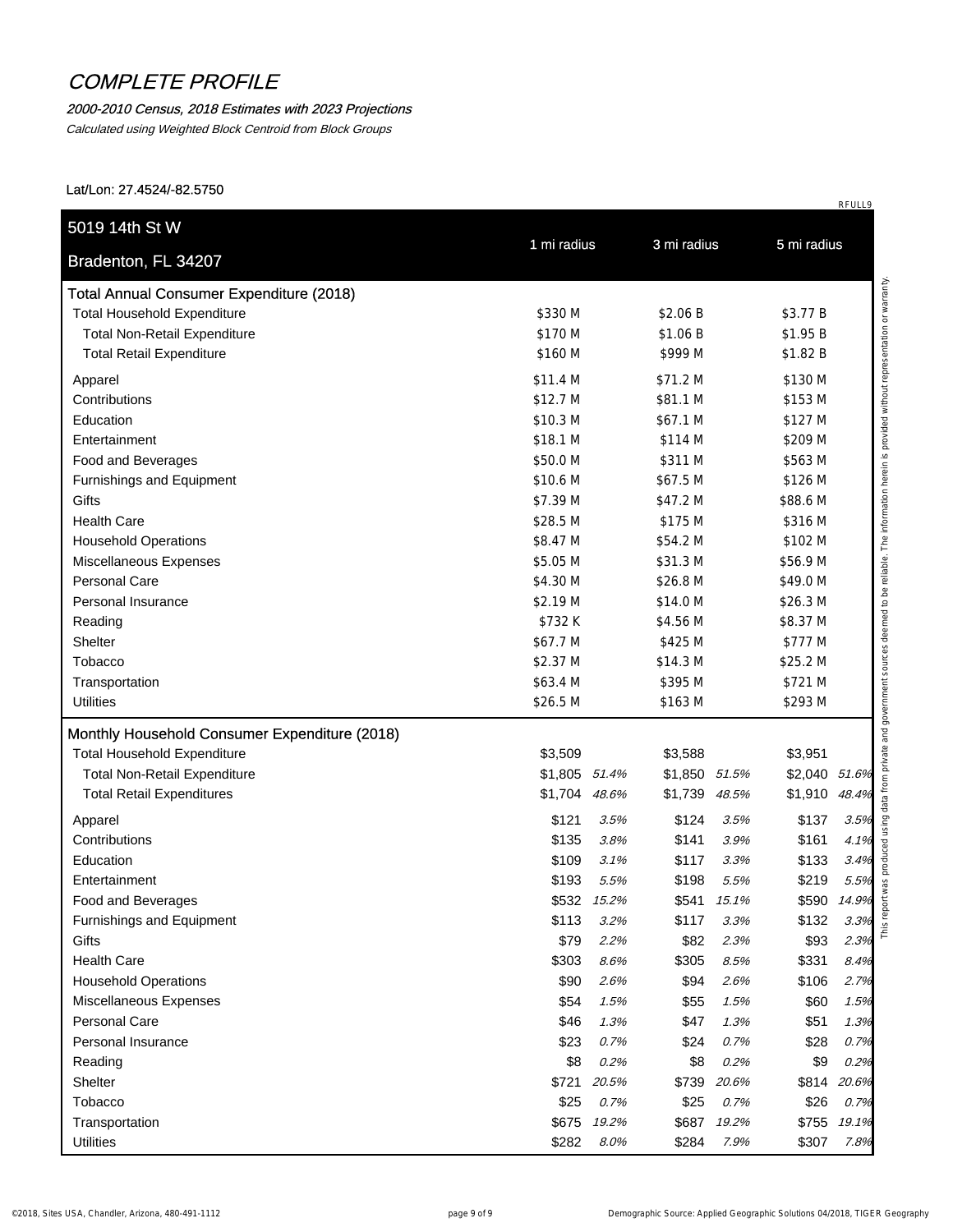# COMPLETE PROFILE

*2000-2010 Census, 2018 Estimates with 2023 Projections*

*Calculated using Weighted Block Centroid from Block Groups*

Lat/Lon: 27.4524/-82.5750

RFULL9

| 5019 14th St W<br>Bradenton, FL 34207 | 1 mi radius | | 3 mi radius | | 5 mi radius | |
|---|---|---|---|---|---|---|
| **Total Annual Consumer Expenditure (2018)** | | | | | | |
| Total Household Expenditure | $330 M | | $2.06 B | | $3.77 B | |
| Total Non-Retail Expenditure | $170 M | | $1.06 B | | $1.95 B | |
| Total Retail Expenditure | $160 M | | $999 M | | $1.82 B | |
| Apparel | $11.4 M | | $71.2 M | | $130 M | |
| Contributions | $12.7 M | | $81.1 M | | $153 M | |
| Education | $10.3 M | | $67.1 M | | $127 M | |
| Entertainment | $18.1 M | | $114 M | | $209 M | |
| Food and Beverages | $50.0 M | | $311 M | | $563 M | |
| Furnishings and Equipment | $10.6 M | | $67.5 M | | $126 M | |
| Gifts | $7.39 M | | $47.2 M | | $88.6 M | |
| Health Care | $28.5 M | | $175 M | | $316 M | |
| Household Operations | $8.47 M | | $54.2 M | | $102 M | |
| Miscellaneous Expenses | $5.05 M | | $31.3 M | | $56.9 M | |
| Personal Care | $4.30 M | | $26.8 M | | $49.0 M | |
| Personal Insurance | $2.19 M | | $14.0 M | | $26.3 M | |
| Reading | $732 K | | $4.56 M | | $8.37 M | |
| Shelter | $67.7 M | | $425 M | | $777 M | |
| Tobacco | $2.37 M | | $14.3 M | | $25.2 M | |
| Transportation | $63.4 M | | $395 M | | $721 M | |
| Utilities | $26.5 M | | $163 M | | $293 M | |
| **Monthly Household Consumer Expenditure (2018)** | | | | | | |
| Total Household Expenditure | $3,509 | | $3,588 | | $3,951 | |
| Total Non-Retail Expenditure | $1,805 | *51.4%* | $1,850 | *51.5%* | $2,040 | *51.6%* |
| Total Retail Expenditures | $1,704 | *48.6%* | $1,739 | *48.5%* | $1,910 | *48.4%* |
| Apparel | $121 | *3.5%* | $124 | *3.5%* | $137 | *3.5%* |
| Contributions | $135 | *3.8%* | $141 | *3.9%* | $161 | *4.1%* |
| Education | $109 | *3.1%* | $117 | *3.3%* | $133 | *3.4%* |
| Entertainment | $193 | *5.5%* | $198 | *5.5%* | $219 | *5.5%* |
| Food and Beverages | $532 | *15.2%* | $541 | *15.1%* | $590 | *14.9%* |
| Furnishings and Equipment | $113 | *3.2%* | $117 | *3.3%* | $132 | *3.3%* |
| Gifts | $79 | *2.2%* | $82 | *2.3%* | $93 | *2.3%* |
| Health Care | $303 | *8.6%* | $305 | *8.5%* | $331 | *8.4%* |
| Household Operations | $90 | *2.6%* | $94 | *2.6%* | $106 | *2.7%* |
| Miscellaneous Expenses | $54 | *1.5%* | $55 | *1.5%* | $60 | *1.5%* |
| Personal Care | $46 | *1.3%* | $47 | *1.3%* | $51 | *1.3%* |
| Personal Insurance | $23 | *0.7%* | $24 | *0.7%* | $28 | *0.7%* |
| Reading | $8 | *0.2%* | $8 | *0.2%* | $9 | *0.2%* |
| Shelter | $721 | *20.5%* | $739 | *20.6%* | $814 | *20.6%* |
| Tobacco | $25 | *0.7%* | $25 | *0.7%* | $26 | *0.7%* |
| Transportation | $675 | *19.2%* | $687 | *19.2%* | $755 | *19.1%* |
| Utilities | $282 | *8.0%* | $284 | *7.9%* | $307 | *7.8%* |

This report was produced using data from private and government sources deemed to be reliable. The information herein is provided without representation or warranty.

©2018, Sites USA, Chandler, Arizona, 480-491-1112

Demographic Source: Applied Geographic Solutions 04/2018, TIGER Geography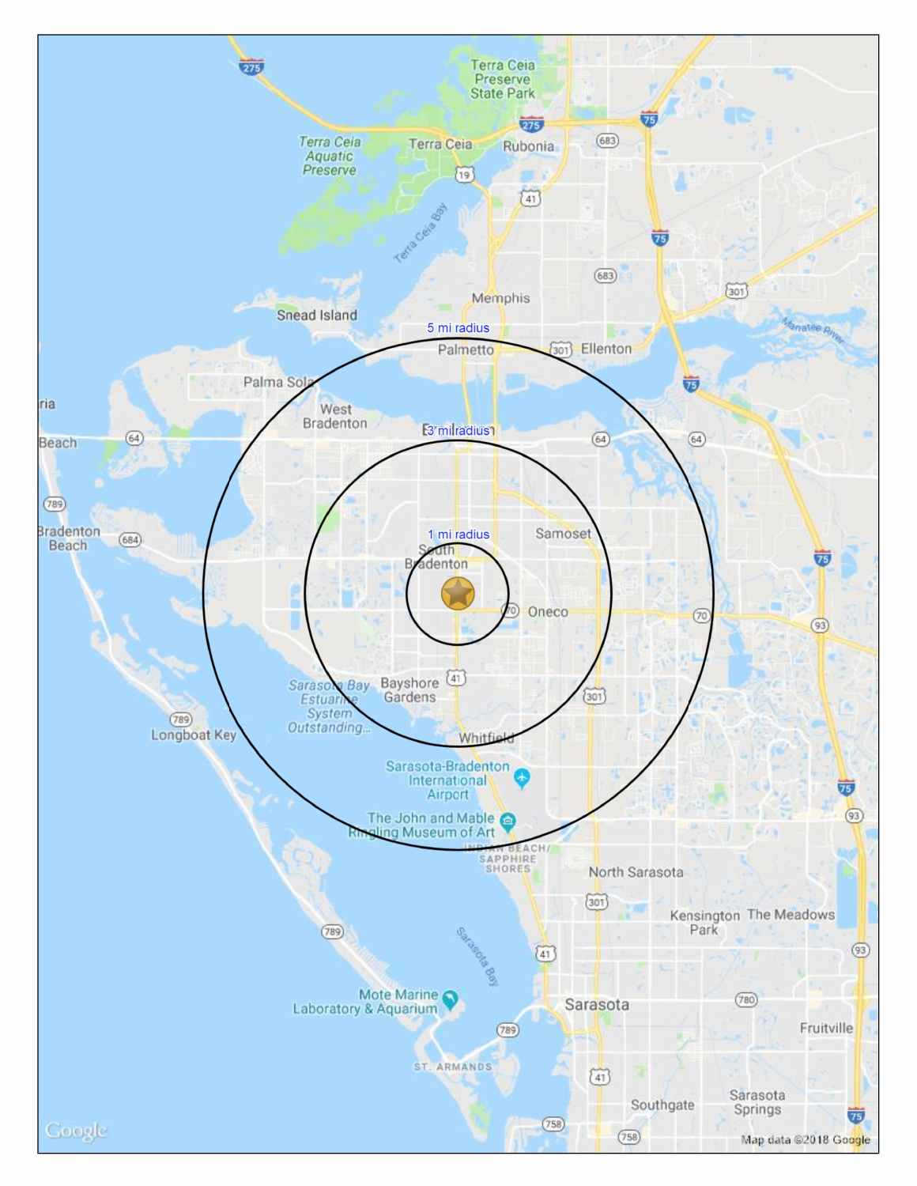5 mi radius

3 mi radius

1 mi radius

Terra Ceia Preserve State Park

Terra Ceia Aquatic Preserve

Terra Ceia

Rubonia

Terra Ceia Bay

Memphis

Snead Island

Palmetto

Ellenton

Manatee River

Palma Sola

West Bradenton

Bradenton Beach

Samoset

South Bradenton

Oneco

Sarasota Bay Estuarine System Outstanding...

Bayshore Gardens

Longboat Key

Whitfield

Sarasota-Bradenton International Airport

The John and Mable Ringling Museum of Art

INDIAN BEACH/ SAPPHIRE SHORES

North Sarasota

Kensington Park

The Meadows

Sarasota Bay

Mote Marine Laboratory & Aquarium

Sarasota

Fruitville

ST. ARMANDS

Southgate

Sarasota Springs

Google

Map data ©2018 Google